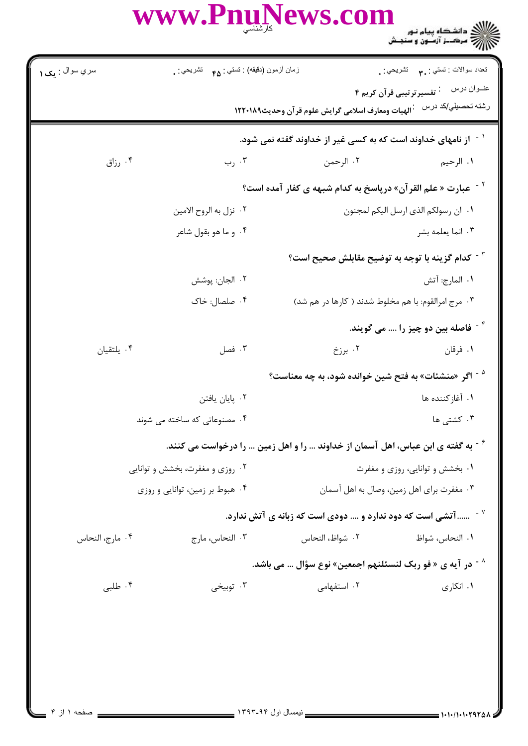سري سوال : یک ۱

زمان آزمون (دقیقه) : تستی : ۴۵ تشریحی : ۰

تعداد سوالات : تستی : ۳۰ تشریحی : ۰

عنوان درس : تفسیرترتیبی قرآن کریم ۴

رشته تحصیلي/کد درس : الهیات ومعارف اسلامی گرایش علوم قرآن وحدیث۱۲۲۰۱۸۹

**۱- از نامهای خداوند است که به کسی غیر از خداوند گفته نمی شود.**

۱. الرحیم
۲. الرحمن
۳. رب
۴. رزاق

**۲- عبارت « علم القرآن» درپاسخ به کدام شبهه ی کفار آمده است؟**

۱. ان رسولکم الذی ارسل الیکم لمجنون
۲. نزل به الروح الامین
۳. انما یعلمه بشر
۴. و ما هو بقول شاعر

**۳- کدام گزینه با توجه به توضیح مقابلش صحیح است؟**

۱. المارج: آتش
۲. الجان: پوشش
۳. مرج امرالقوم: با هم مخلوط شدند ( کارها در هم شد)
۴. صلصال: خاک

**۴- فاصله بین دو چیز را .... می گویند.**

۱. فرقان
۲. برزخ
۳. فصل
۴. یلتقیان

**۵- اگر «منشئات» به فتح شین خوانده شود، به چه معناست؟**

۱. آغازکننده ها
۲. پایان یافتن
۳. کشتی ها
۴. مصنوعاتی که ساخته می شوند

**۶- به گفته ی ابن عباس، اهل آسمان از خداوند ... را و اهل زمین ... را درخواست می کنند.**

۱. بخشش و توانایی، روزی و مغفرت
۲. روزی و مغفرت، بخشش و توانایی
۳. مغفرت برای اهل زمین، وصال به اهل آسمان
۴. هبوط بر زمین، توانایی و روزی

**۷- ......آتشی است که دود ندارد و .... دودی است که زبانه ی آتش ندارد.**

۱. النحاس، شواظ
۲. شواظ، النحاس
۳. النحاس، مارج
۴. مارج، النحاس

**۸- در آیه ی « فو ربک لنسئلنهم اجمعین» نوع سؤال ... می باشد.**

۱. انکاری
۲. استفهامی
۳. توبیخی
۴. طلبی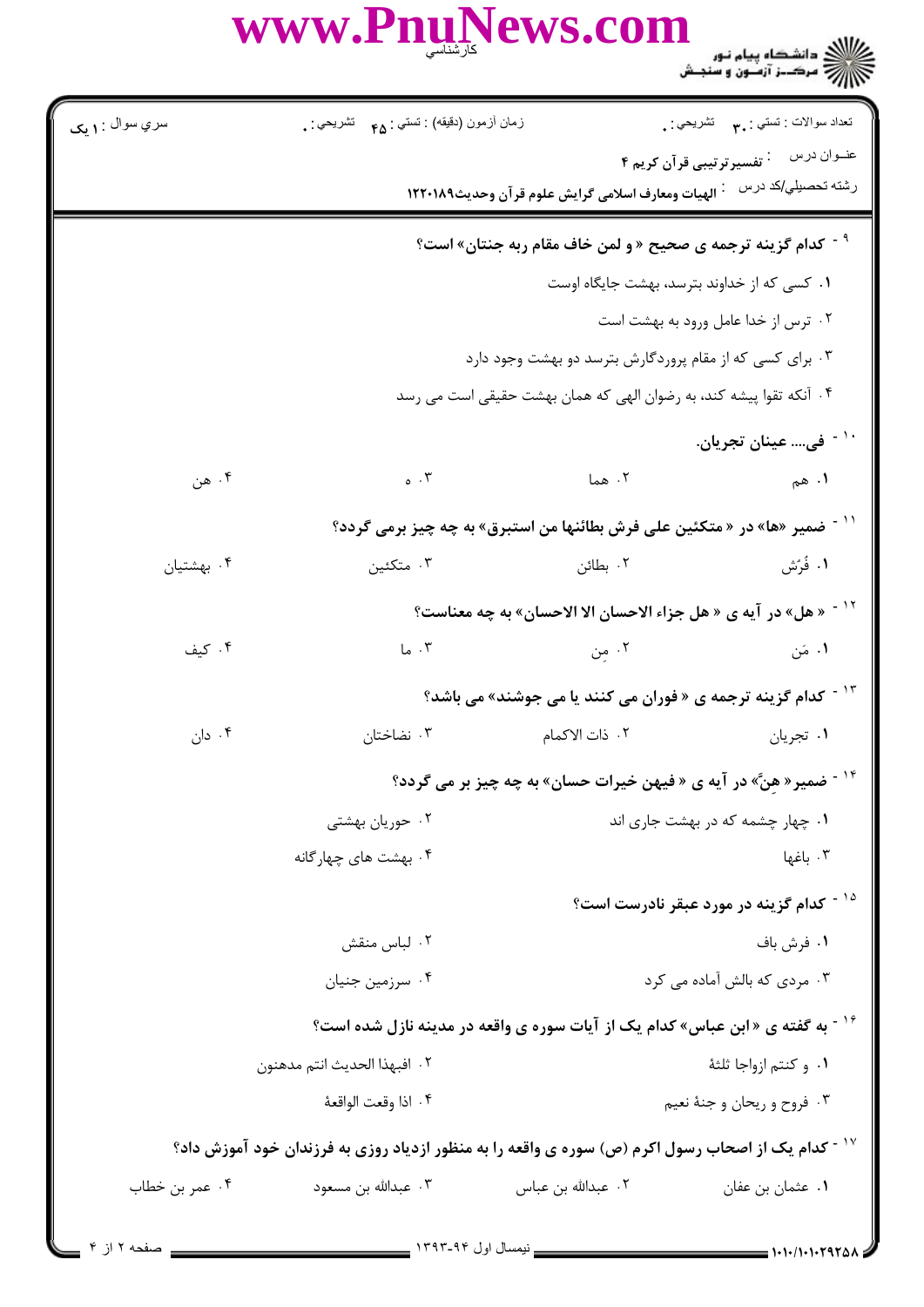سري سوال : ۱ یک | زمان آزمون (دقیقه) : تستی : ۴۵ تشریحی : ۰ | تعداد سوالات : تستی : ۳۰ تشریحی : ۰

عنوان درس : تفسیرترتیبی قرآن کریم ۴

رشته تحصیلی/کد درس : الهیات ومعارف اسلامی گرایش علوم قرآن وحدیث۱۲۲۰۱۸۹

۹- کدام گزینه ترجمه ی صحیح « و لمن خاف مقام ربه جنتان» است؟

۱. کسی که از خداوند بترسد، بهشت جایگاه اوست

۲. ترس از خدا عامل ورود به بهشت است

۳. برای کسی که از مقام پروردگارش بترسد دو بهشت وجود دارد

۴. آنکه تقوا پیشه کند، به رضوان الهی که همان بهشت حقیقی است می رسد

۱۰- فی.... عینان تجریان.

۱. هم
۲. هما
۳. ه
۴. هن

۱۱- ضمیر «ها» در « متکئین علی فرش بطائنها من استبرق» به چه چیز برمی گردد؟

۱. فُرُش
۲. بطائن
۳. متکئین
۴. بهشتیان

۱۲- « هل» در آیه ی « هل جزاء الاحسان الا الاحسان» به چه معناست؟

۱. مَن
۲. مِن
۳. ما
۴. کیف

۱۳- کدام گزینه ترجمه ی « فوران می کنند یا می جوشند» می باشد؟

۱. تجریان
۲. ذات الاکمام
۳. نضاختان
۴. دان

۱۴- ضمیر« هِنَّ» در آیه ی « فیهن خیرات حسان» به چه چیز بر می گردد؟

۱. چهار چشمه که در بهشت جاری اند
۲. حوریان بهشتی
۳. باغها
۴. بهشت های چهارگانه

۱۵- کدام گزینه در مورد عبقر نادرست است؟

۱. فرش باف
۲. لباس منقش
۳. مردی که بالش آماده می کرد
۴. سرزمین جنیان

۱۶- به گفته ی « ابن عباس» کدام یک از آیات سوره ی واقعه در مدینه نازل شده است؟

۱. و کنتم ازواجا ثلثة
۲. افبهذا الحدیث انتم مدهنون
۳. فروح و ریحان و جنة نعیم
۴. اذا وقعت الواقعة

۱۷- کدام یک از اصحاب رسول اکرم (ص) سوره ی واقعه را به منظور ازدیاد روزی به فرزندان خود آموزش داد؟

۱. عثمان بن عفان
۲. عبدالله بن عباس
۳. عبدالله بن مسعود
۴. عمر بن خطاب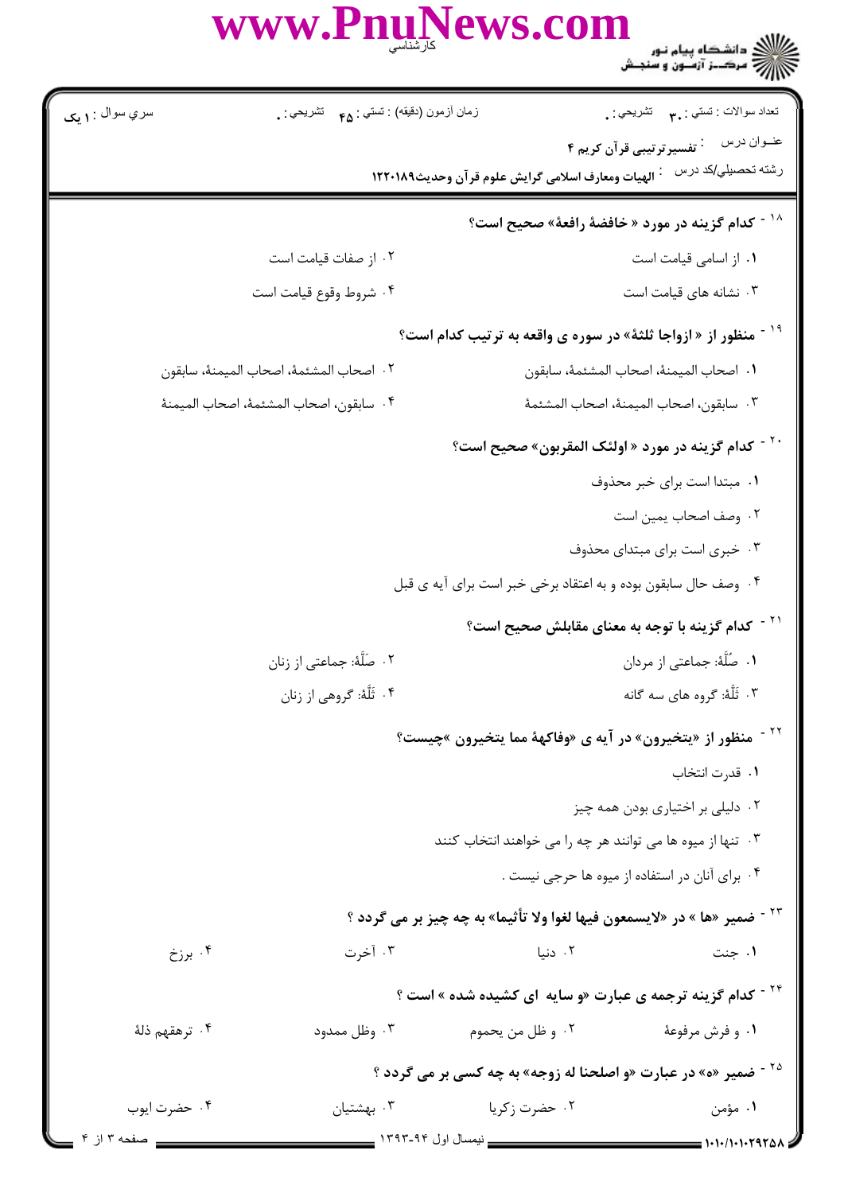۱۸- کدام گزینه در مورد « خافضهٔ رافعهٔ» صحیح است؟

۱. از اسامی قیامت است

۲. از صفات قیامت است

۳. نشانه های قیامت است

۴. شروط وقوع قیامت است

۱۹- منظور از « ازواجا ثلثهٔ» در سوره ی واقعه به ترتیب کدام است؟

۱. اصحاب المیمنهٔ، اصحاب المشئمهٔ، سابقون

۲. اصحاب المشئمهٔ، اصحاب المیمنهٔ، سابقون

۳. سابقون، اصحاب المیمنهٔ، اصحاب المشئمهٔ

۴. سابقون، اصحاب المشئمهٔ، اصحاب المیمنهٔ

۲۰- کدام گزینه در مورد « اولئک المقربون» صحیح است؟

۱. مبتدا است برای خبر محذوف

۲. وصف اصحاب یمین است

۳. خبری است برای مبتدای محذوف

۴. وصف حال سابقون بوده و به اعتقاد برخی خبر است برای آیه ی قبل

۲۱- کدام گزینه با توجه به معنای مقابلش صحیح است؟

۱. صُلَّهٔ: جماعتی از مردان

۲. صَلَّهٔ: جماعتی از زنان

۳. ثَلَّهٔ: گروه های سه گانه

۴. ثَلَّهٔ: گروهی از زنان

۲۲- منظور از «یتخیرون» در آیه ی «وفاکههٔ مما یتخیرون »چیست؟

۱. قدرت انتخاب

۲. دلیلی بر اختیاری بودن همه چیز

۳. تنها از میوه ها می توانند هر چه را می خواهند انتخاب کنند

۴. برای آنان در استفاده از میوه ها حرجی نیست .

۲۳- ضمیر «ها » در «لایسمعون فیها لغوا ولا تأثیما» به چه چیز بر می گردد ؟

۱. جنت

۲. دنیا

۳. آخرت

۴. برزخ

۲۴- کدام گزینه ترجمه ی عبارت «و سایه ای کشیده شده » است ؟

۱. و فرش مرفوعهٔ

۲. و ظل من یحموم

۳. وظل ممدود

۴. ترهقهم ذلهٔ

۲۵- ضمیر «ه» در عبارت «و اصلحنا له زوجه» به چه کسی بر می گردد ؟

۱. مؤمن

۲. حضرت زکریا

۳. بهشتیان

۴. حضرت ایوب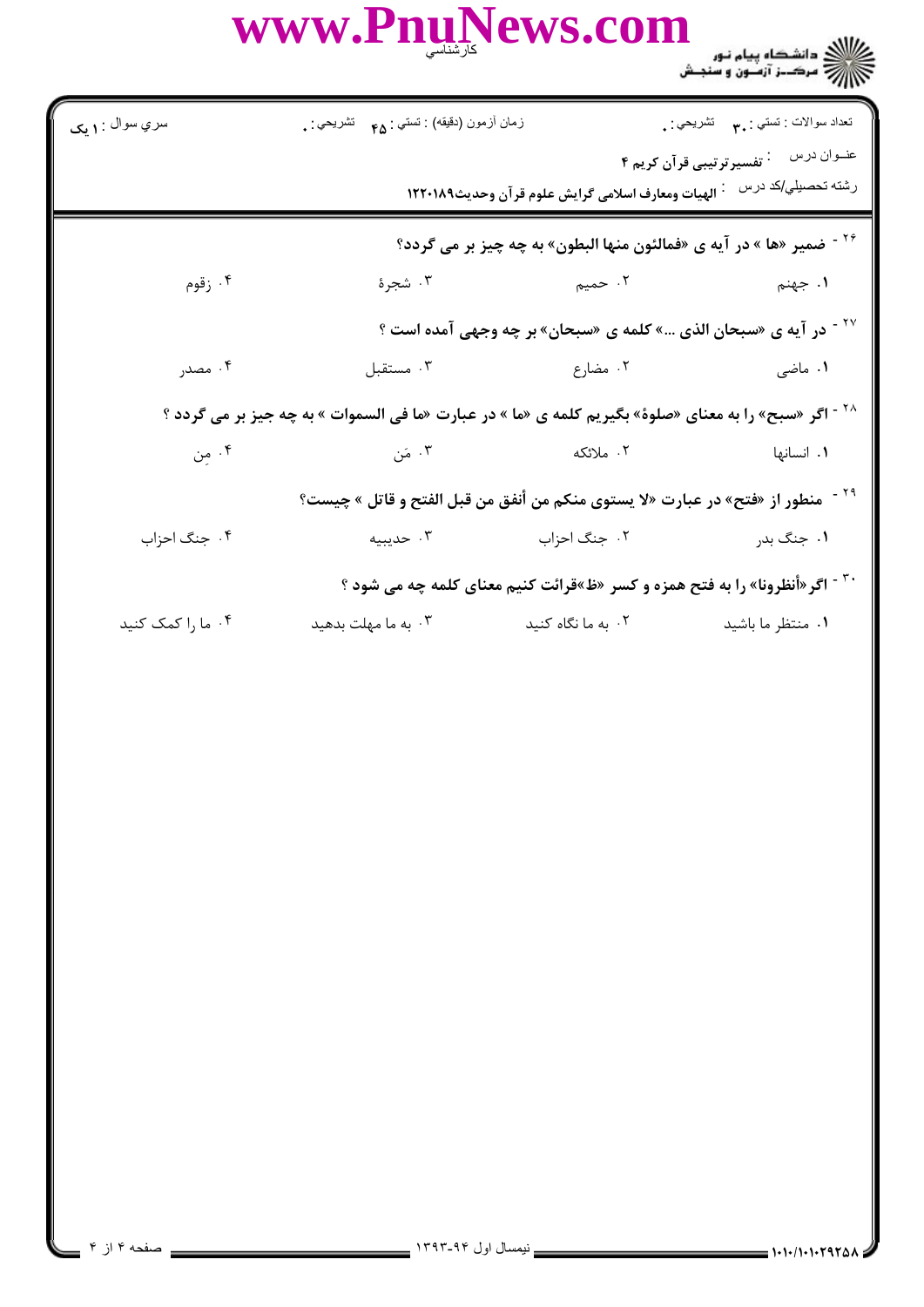۲۶ - ضمیر «ها » در آیه ی «فمالئون منها البطون» به چه چیز بر می گردد؟

۱. جهنم
۲. حمیم
۳. شجرة
۴. زقوم

۲۷ - در آیه ی «سبحان الذی ...» کلمه ی «سبحان» بر چه وجهی آمده است ؟

۱. ماضی
۲. مضارع
۳. مستقبل
۴. مصدر

۲۸ - اگر «سبح» را به معنای «صلوة» بگیریم کلمه ی «ما » در عبارت «ما فی السموات » به چه جیز بر می گردد ؟

۱. انسانها
۲. ملائکه
۳. مَن
۴. مِن

۲۹ - منظور از «فتح» در عبارت «لا یستوی منکم من أنفق من قبل الفتح و قاتل » چیست؟

۱. جنگ بدر
۲. جنگ احزاب
۳. حدیبیه
۴. جنگ احزاب

۳۰ - اگر«أنظرونا» را به فتح همزه و کسر «ظ»قرائت کنیم معنای کلمه چه می شود ؟

۱. منتظر ما باشید
۲. به ما نگاه کنید
۳. به ما مهلت بدهید
۴. ما را کمک کنید